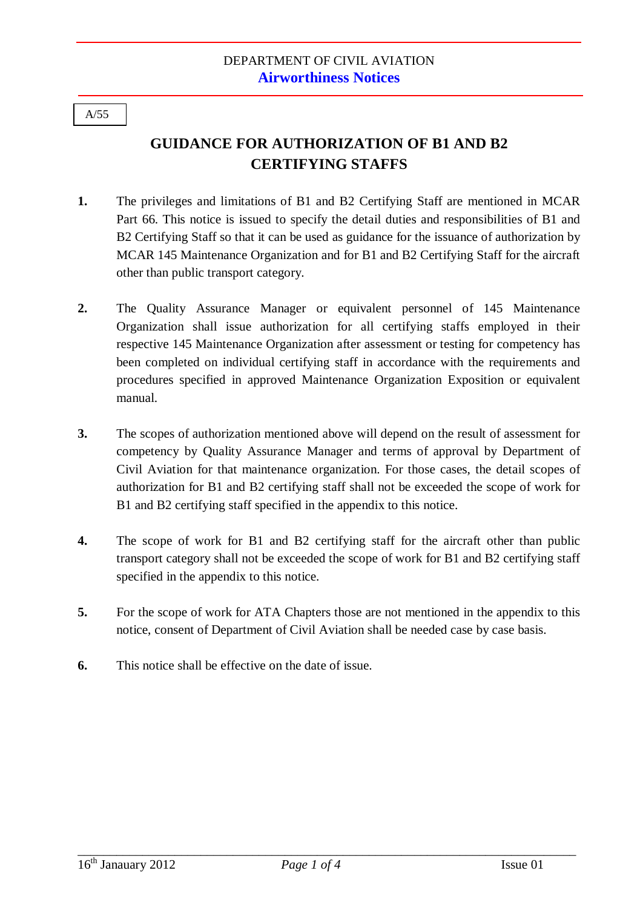DEPARTMENT OF CIVIL AVIATION

**Airworthiness Notices**

A/55

# GUIDANCE FOR AUTHORIZATION OF B1 AND B2 CERTIFYING STAFFS

**1.** The privileges and limitations of B1 and B2 Certifying Staff are mentioned in MCAR Part 66. This notice is issued to specify the detail duties and responsibilities of B1 and B2 Certifying Staff so that it can be used as guidance for the issuance of authorization by MCAR 145 Maintenance Organization and for B1 and B2 Certifying Staff for the aircraft other than public transport category.

**2.** The Quality Assurance Manager or equivalent personnel of 145 Maintenance Organization shall issue authorization for all certifying staffs employed in their respective 145 Maintenance Organization after assessment or testing for competency has been completed on individual certifying staff in accordance with the requirements and procedures specified in approved Maintenance Organization Exposition or equivalent manual.

**3.** The scopes of authorization mentioned above will depend on the result of assessment for competency by Quality Assurance Manager and terms of approval by Department of Civil Aviation for that maintenance organization. For those cases, the detail scopes of authorization for B1 and B2 certifying staff shall not be exceeded the scope of work for B1 and B2 certifying staff specified in the appendix to this notice.

**4.** The scope of work for B1 and B2 certifying staff for the aircraft other than public transport category shall not be exceeded the scope of work for B1 and B2 certifying staff specified in the appendix to this notice.

**5.** For the scope of work for ATA Chapters those are not mentioned in the appendix to this notice, consent of Department of Civil Aviation shall be needed case by case basis.

**6.** This notice shall be effective on the date of issue.

16th Janauary 2012 Issue 01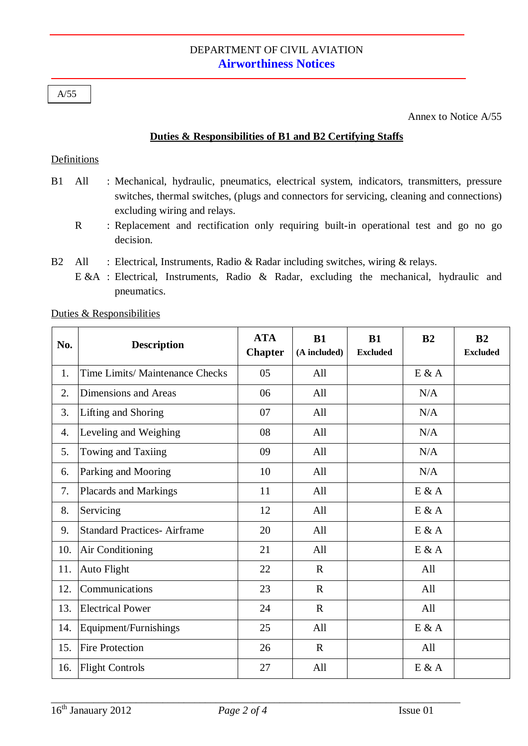A/55

Annex to Notice A/55

## Duties & Responsibilities of B1 and B2 Certifying Staffs

Definitions

B1 All : Mechanical, hydraulic, pneumatics, electrical system, indicators, transmitters, pressure switches, thermal switches, (plugs and connectors for servicing, cleaning and connections) excluding wiring and relays.

R : Replacement and rectification only requiring built-in operational test and go no go decision.

B2 All : Electrical, Instruments, Radio & Radar including switches, wiring & relays.

E &A : Electrical, Instruments, Radio & Radar, excluding the mechanical, hydraulic and pneumatics.

Duties & Responsibilities

| No. | Description | ATA Chapter | B1 (A included) | B1 Excluded | B2 | B2 Excluded |
|---|---|---|---|---|---|---|
| 1. | Time Limits/ Maintenance Checks | 05 | All | | E & A | |
| 2. | Dimensions and Areas | 06 | All | | N/A | |
| 3. | Lifting and Shoring | 07 | All | | N/A | |
| 4. | Leveling and Weighing | 08 | All | | N/A | |
| 5. | Towing and Taxiing | 09 | All | | N/A | |
| 6. | Parking and Mooring | 10 | All | | N/A | |
| 7. | Placards and Markings | 11 | All | | E & A | |
| 8. | Servicing | 12 | All | | E & A | |
| 9. | Standard Practices- Airframe | 20 | All | | E & A | |
| 10. | Air Conditioning | 21 | All | | E & A | |
| 11. | Auto Flight | 22 | R | | All | |
| 12. | Communications | 23 | R | | All | |
| 13. | Electrical Power | 24 | R | | All | |
| 14. | Equipment/Furnishings | 25 | All | | E & A | |
| 15. | Fire Protection | 26 | R | | All | |
| 16. | Flight Controls | 27 | All | | E & A | |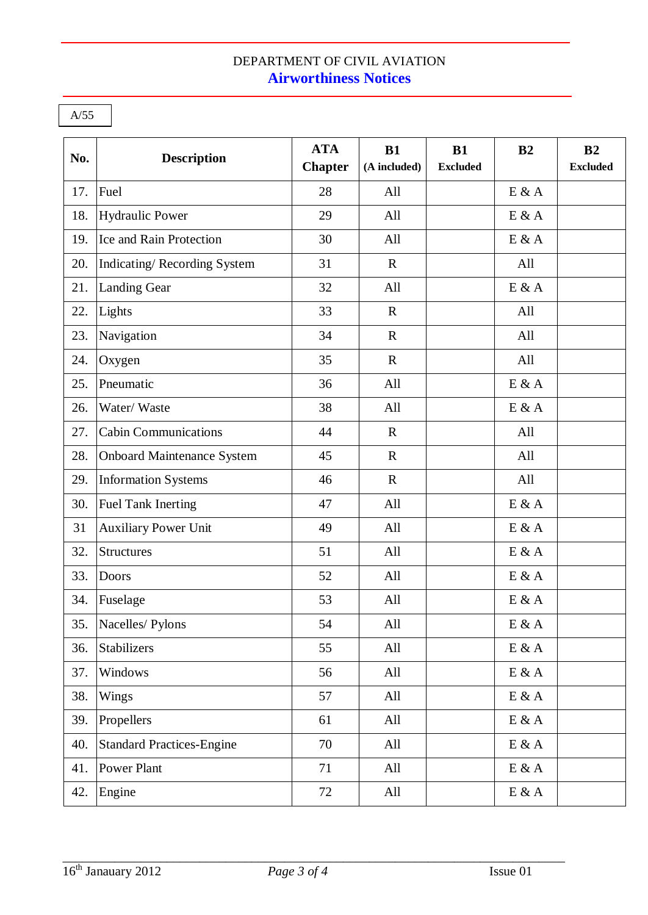A/55

| No. | Description | ATA Chapter | B1 (A included) | B1 Excluded | B2 | B2 Excluded |
|---|---|---|---|---|---|---|
| 17. | Fuel | 28 | All | | E & A | |
| 18. | Hydraulic Power | 29 | All | | E & A | |
| 19. | Ice and Rain Protection | 30 | All | | E & A | |
| 20. | Indicating/ Recording System | 31 | R | | All | |
| 21. | Landing Gear | 32 | All | | E & A | |
| 22. | Lights | 33 | R | | All | |
| 23. | Navigation | 34 | R | | All | |
| 24. | Oxygen | 35 | R | | All | |
| 25. | Pneumatic | 36 | All | | E & A | |
| 26. | Water/ Waste | 38 | All | | E & A | |
| 27. | Cabin Communications | 44 | R | | All | |
| 28. | Onboard Maintenance System | 45 | R | | All | |
| 29. | Information Systems | 46 | R | | All | |
| 30. | Fuel Tank Inerting | 47 | All | | E & A | |
| 31 | Auxiliary Power Unit | 49 | All | | E & A | |
| 32. | Structures | 51 | All | | E & A | |
| 33. | Doors | 52 | All | | E & A | |
| 34. | Fuselage | 53 | All | | E & A | |
| 35. | Nacelles/ Pylons | 54 | All | | E & A | |
| 36. | Stabilizers | 55 | All | | E & A | |
| 37. | Windows | 56 | All | | E & A | |
| 38. | Wings | 57 | All | | E & A | |
| 39. | Propellers | 61 | All | | E & A | |
| 40. | Standard Practices-Engine | 70 | All | | E & A | |
| 41. | Power Plant | 71 | All | | E & A | |
| 42. | Engine | 72 | All | | E & A | |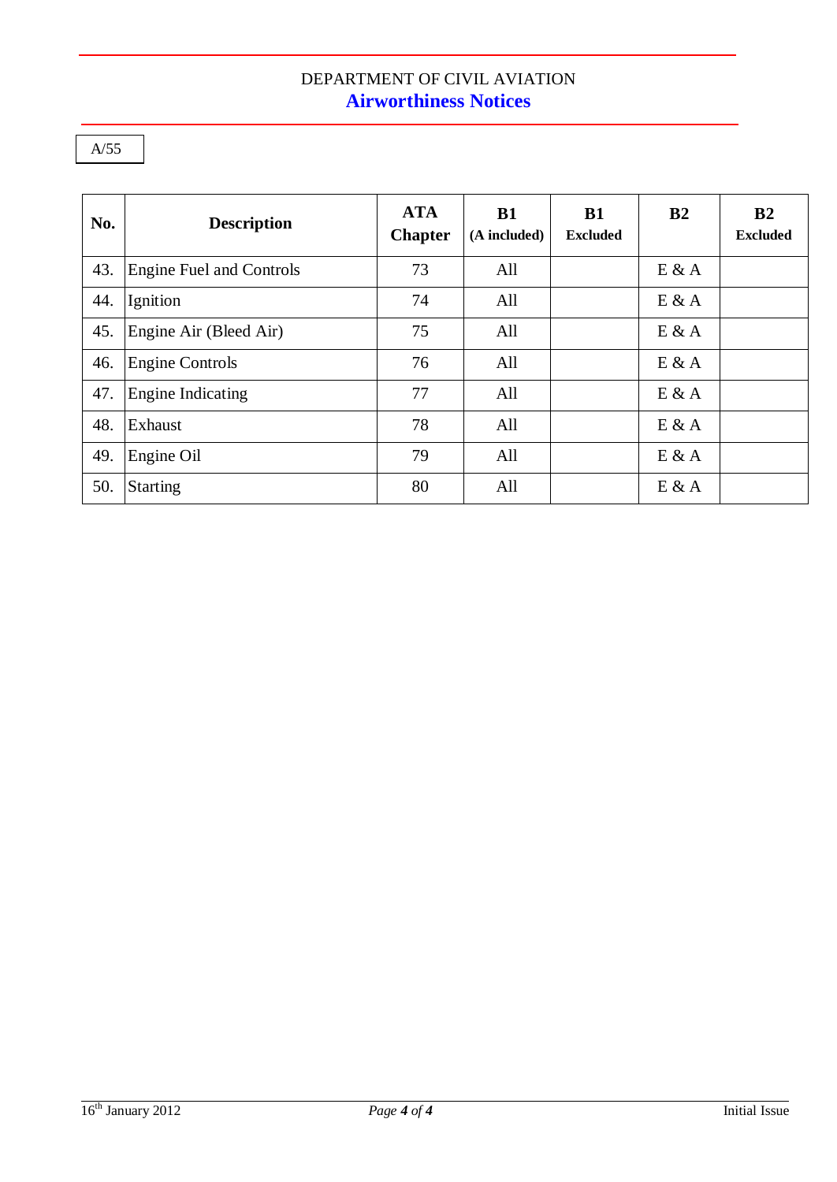A/55

| No. | Description | ATA Chapter | B1 (A included) | B1 Excluded | B2 | B2 Excluded |
|---|---|---|---|---|---|---|
| 43. | Engine Fuel and Controls | 73 | All | | E & A | |
| 44. | Ignition | 74 | All | | E & A | |
| 45. | Engine Air (Bleed Air) | 75 | All | | E & A | |
| 46. | Engine Controls | 76 | All | | E & A | |
| 47. | Engine Indicating | 77 | All | | E & A | |
| 48. | Exhaust | 78 | All | | E & A | |
| 49. | Engine Oil | 79 | All | | E & A | |
| 50. | Starting | 80 | All | | E & A | |